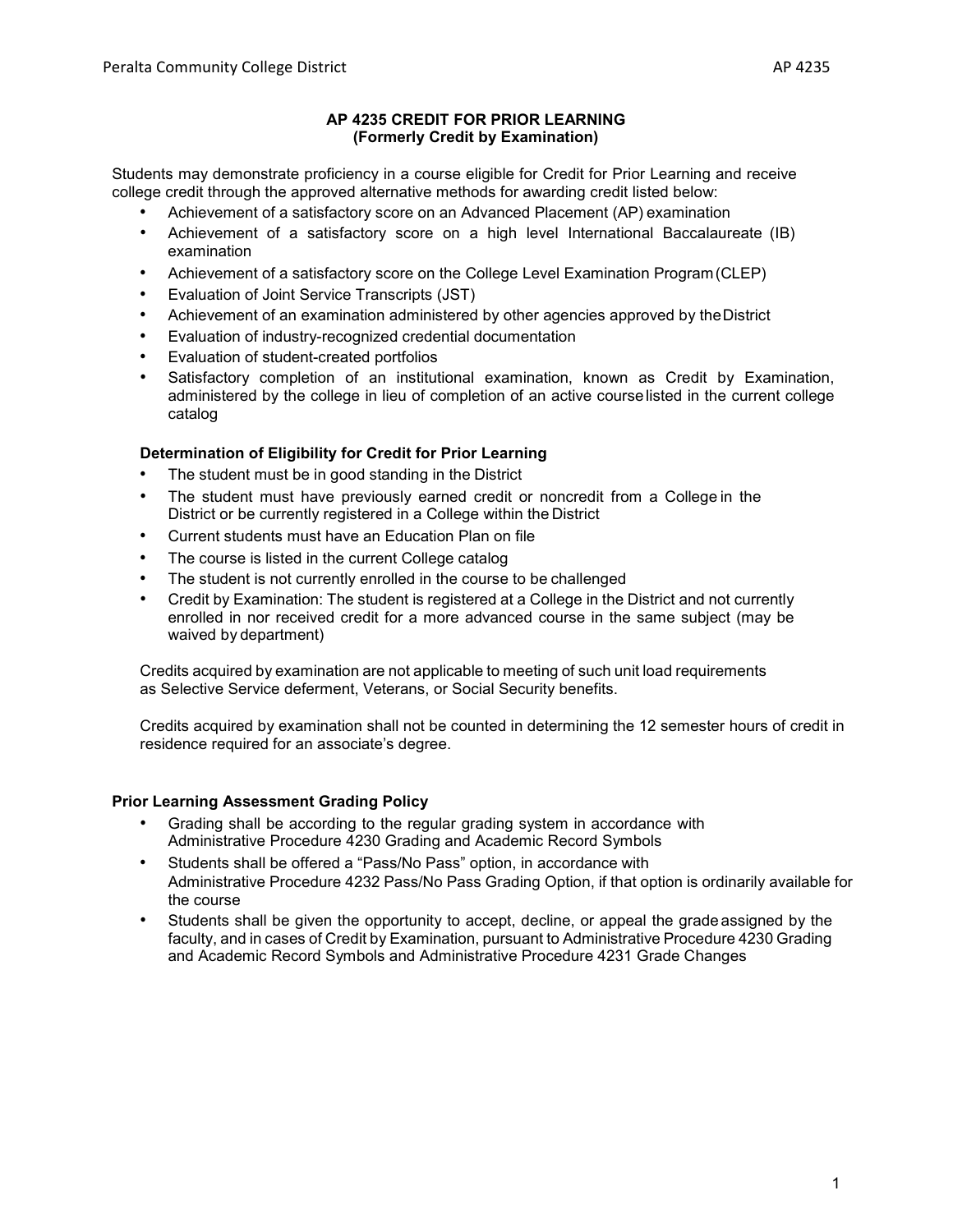# AP 4235 CREDIT FOR PRIOR LEARNING
**(Formerly Credit by Examination)**

Students may demonstrate proficiency in a course eligible for Credit for Prior Learning and receive college credit through the approved alternative methods for awarding credit listed below:

- Achievement of a satisfactory score on an Advanced Placement (AP) examination
- Achievement of a satisfactory score on a high level International Baccalaureate (IB) examination
- Achievement of a satisfactory score on the College Level Examination Program (CLEP)
- Evaluation of Joint Service Transcripts (JST)
- Achievement of an examination administered by other agencies approved by the District
- Evaluation of industry-recognized credential documentation
- Evaluation of student-created portfolios
- Satisfactory completion of an institutional examination, known as Credit by Examination, administered by the college in lieu of completion of an active course listed in the current college catalog

### Determination of Eligibility for Credit for Prior Learning

- The student must be in good standing in the District
- The student must have previously earned credit or noncredit from a College in the District or be currently registered in a College within the District
- Current students must have an Education Plan on file
- The course is listed in the current College catalog
- The student is not currently enrolled in the course to be challenged
- Credit by Examination: The student is registered at a College in the District and not currently enrolled in nor received credit for a more advanced course in the same subject (may be waived by department)

Credits acquired by examination are not applicable to meeting of such unit load requirements as Selective Service deferment, Veterans, or Social Security benefits.

Credits acquired by examination shall not be counted in determining the 12 semester hours of credit in residence required for an associate's degree.

### Prior Learning Assessment Grading Policy

- Grading shall be according to the regular grading system in accordance with Administrative Procedure 4230 Grading and Academic Record Symbols
- Students shall be offered a "Pass/No Pass" option, in accordance with Administrative Procedure 4232 Pass/No Pass Grading Option, if that option is ordinarily available for the course
- Students shall be given the opportunity to accept, decline, or appeal the grade assigned by the faculty, and in cases of Credit by Examination, pursuant to Administrative Procedure 4230 Grading and Academic Record Symbols and Administrative Procedure 4231 Grade Changes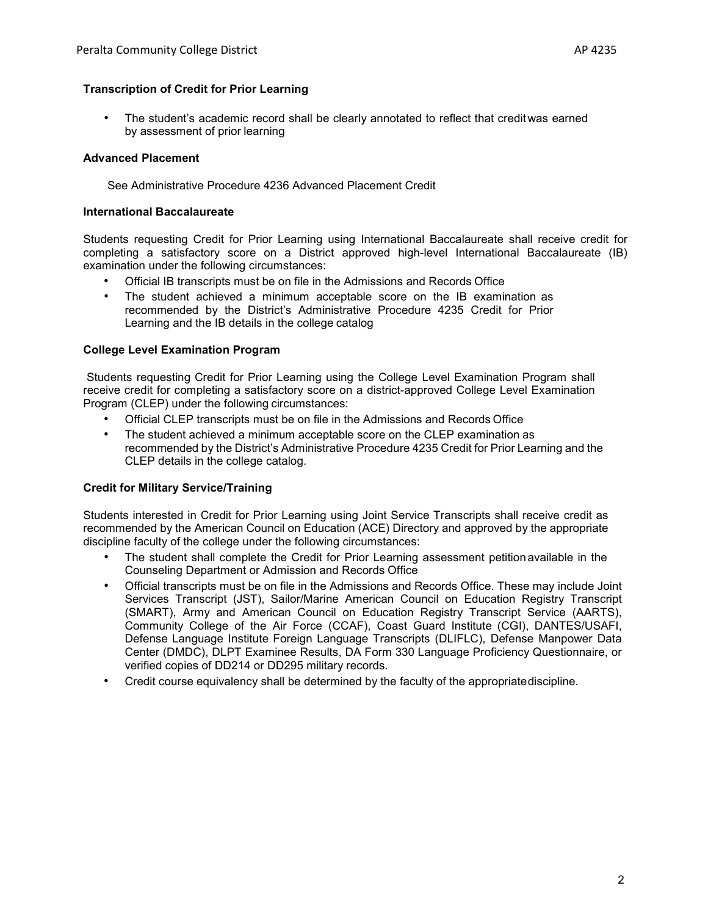### Transcription of Credit for Prior Learning

- The student's academic record shall be clearly annotated to reflect that credit was earned by assessment of prior learning

### Advanced Placement

See Administrative Procedure 4236 Advanced Placement Credit

### International Baccalaureate

Students requesting Credit for Prior Learning using International Baccalaureate shall receive credit for completing a satisfactory score on a District approved high-level International Baccalaureate (IB) examination under the following circumstances:

- Official IB transcripts must be on file in the Admissions and Records Office
- The student achieved a minimum acceptable score on the IB examination as recommended by the District's Administrative Procedure 4235 Credit for Prior Learning and the IB details in the college catalog

### College Level Examination Program

Students requesting Credit for Prior Learning using the College Level Examination Program shall receive credit for completing a satisfactory score on a district-approved College Level Examination Program (CLEP) under the following circumstances:

- Official CLEP transcripts must be on file in the Admissions and Records Office
- The student achieved a minimum acceptable score on the CLEP examination as recommended by the District's Administrative Procedure 4235 Credit for Prior Learning and the CLEP details in the college catalog.

### Credit for Military Service/Training

Students interested in Credit for Prior Learning using Joint Service Transcripts shall receive credit as recommended by the American Council on Education (ACE) Directory and approved by the appropriate discipline faculty of the college under the following circumstances:

- The student shall complete the Credit for Prior Learning assessment petition available in the Counseling Department or Admission and Records Office
- Official transcripts must be on file in the Admissions and Records Office. These may include Joint Services Transcript (JST), Sailor/Marine American Council on Education Registry Transcript (SMART), Army and American Council on Education Registry Transcript Service (AARTS), Community College of the Air Force (CCAF), Coast Guard Institute (CGI), DANTES/USAFI, Defense Language Institute Foreign Language Transcripts (DLIFLC), Defense Manpower Data Center (DMDC), DLPT Examinee Results, DA Form 330 Language Proficiency Questionnaire, or verified copies of DD214 or DD295 military records.
- Credit course equivalency shall be determined by the faculty of the appropriate discipline.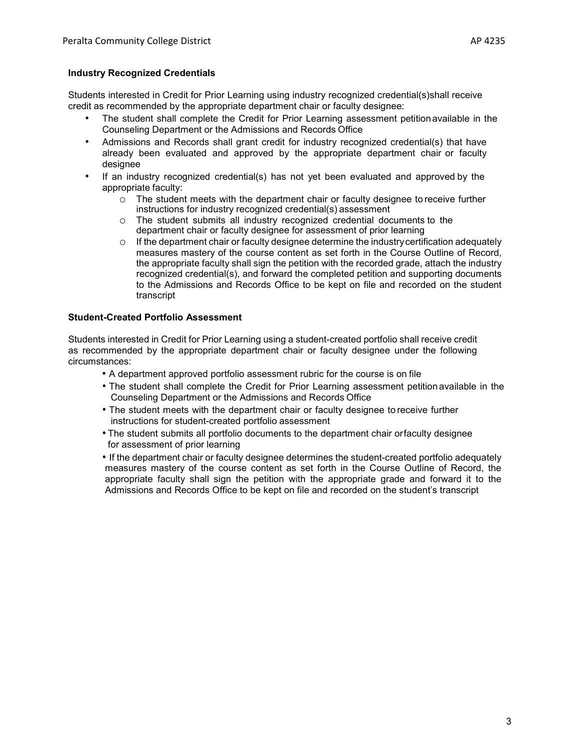**Industry Recognized Credentials**

Students interested in Credit for Prior Learning using industry recognized credential(s)shall receive credit as recommended by the appropriate department chair or faculty designee:

- The student shall complete the Credit for Prior Learning assessment petition available in the Counseling Department or the Admissions and Records Office
- Admissions and Records shall grant credit for industry recognized credential(s) that have already been evaluated and approved by the appropriate department chair or faculty designee
- If an industry recognized credential(s) has not yet been evaluated and approved by the appropriate faculty:
  - The student meets with the department chair or faculty designee to receive further instructions for industry recognized credential(s) assessment
  - The student submits all industry recognized credential documents to the department chair or faculty designee for assessment of prior learning
  - If the department chair or faculty designee determine the industry certification adequately measures mastery of the course content as set forth in the Course Outline of Record, the appropriate faculty shall sign the petition with the recorded grade, attach the industry recognized credential(s), and forward the completed petition and supporting documents to the Admissions and Records Office to be kept on file and recorded on the student transcript

**Student-Created Portfolio Assessment**

Students interested in Credit for Prior Learning using a student-created portfolio shall receive credit as recommended by the appropriate department chair or faculty designee under the following circumstances:

- A department approved portfolio assessment rubric for the course is on file
- The student shall complete the Credit for Prior Learning assessment petition available in the Counseling Department or the Admissions and Records Office
- The student meets with the department chair or faculty designee to receive further instructions for student-created portfolio assessment
- The student submits all portfolio documents to the department chair or faculty designee for assessment of prior learning
- If the department chair or faculty designee determines the student-created portfolio adequately measures mastery of the course content as set forth in the Course Outline of Record, the appropriate faculty shall sign the petition with the appropriate grade and forward it to the Admissions and Records Office to be kept on file and recorded on the student's transcript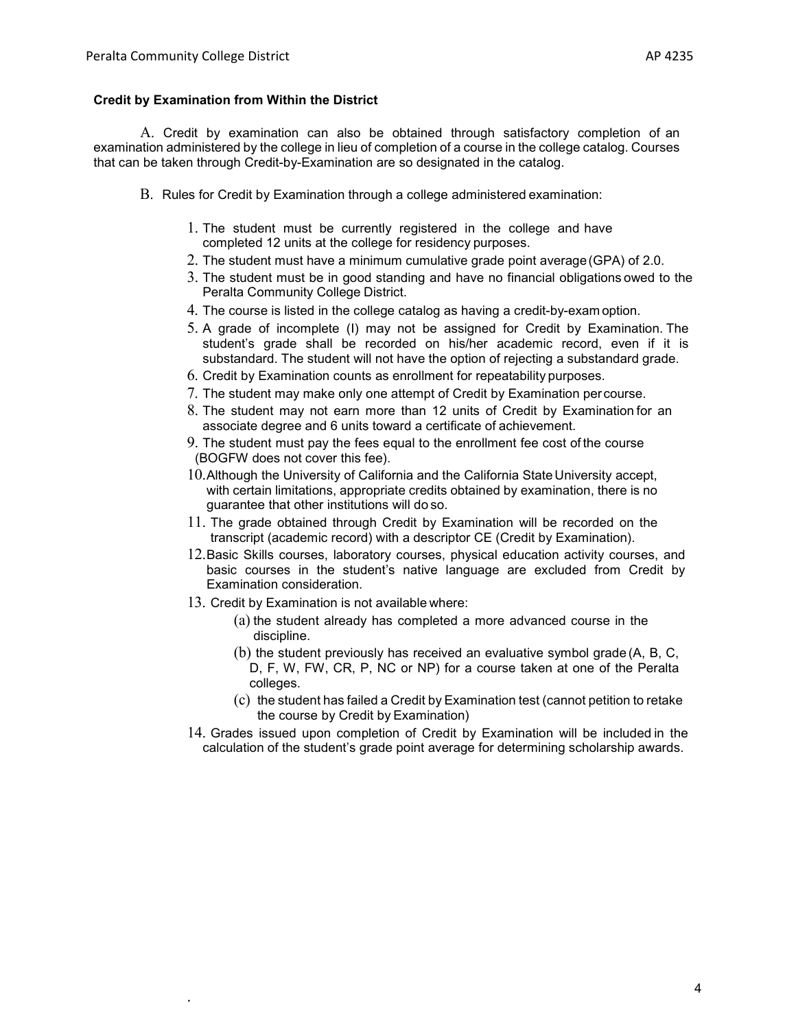### Credit by Examination from Within the District

A. Credit by examination can also be obtained through satisfactory completion of an examination administered by the college in lieu of completion of a course in the college catalog. Courses that can be taken through Credit-by-Examination are so designated in the catalog.

B. Rules for Credit by Examination through a college administered examination:

1. The student must be currently registered in the college and have completed 12 units at the college for residency purposes.
2. The student must have a minimum cumulative grade point average (GPA) of 2.0.
3. The student must be in good standing and have no financial obligations owed to the Peralta Community College District.
4. The course is listed in the college catalog as having a credit-by-exam option.
5. A grade of incomplete (I) may not be assigned for Credit by Examination. The student's grade shall be recorded on his/her academic record, even if it is substandard. The student will not have the option of rejecting a substandard grade.
6. Credit by Examination counts as enrollment for repeatability purposes.
7. The student may make only one attempt of Credit by Examination per course.
8. The student may not earn more than 12 units of Credit by Examination for an associate degree and 6 units toward a certificate of achievement.
9. The student must pay the fees equal to the enrollment fee cost of the course (BOGFW does not cover this fee).
10. Although the University of California and the California State University accept, with certain limitations, appropriate credits obtained by examination, there is no guarantee that other institutions will do so.
11. The grade obtained through Credit by Examination will be recorded on the transcript (academic record) with a descriptor CE (Credit by Examination).
12. Basic Skills courses, laboratory courses, physical education activity courses, and basic courses in the student's native language are excluded from Credit by Examination consideration.
13. Credit by Examination is not available where:
    - (a) the student already has completed a more advanced course in the discipline.
    - (b) the student previously has received an evaluative symbol grade (A, B, C, D, F, W, FW, CR, P, NC or NP) for a course taken at one of the Peralta colleges.
    - (c) the student has failed a Credit by Examination test (cannot petition to retake the course by Credit by Examination)
14. Grades issued upon completion of Credit by Examination will be included in the calculation of the student's grade point average for determining scholarship awards.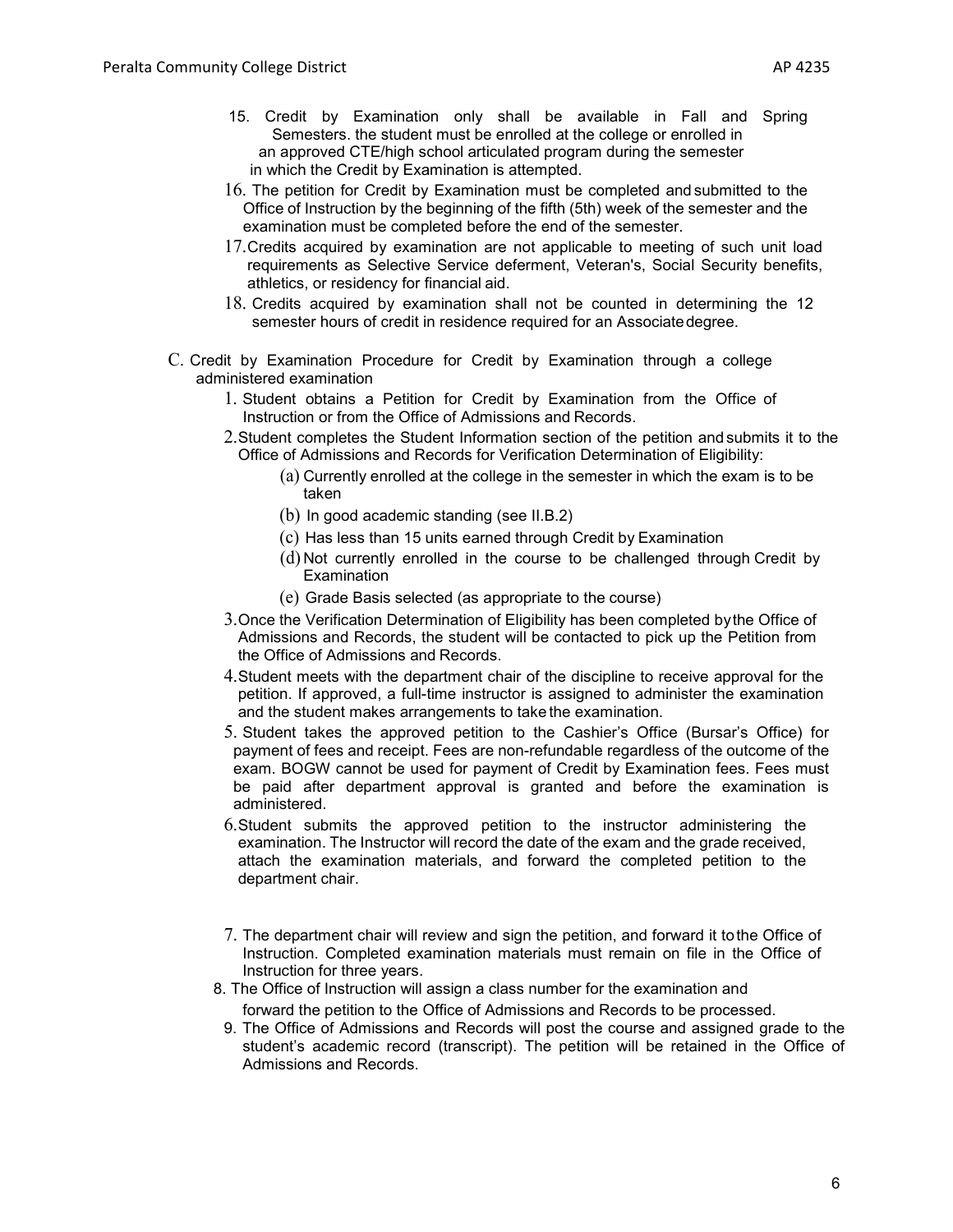15. Credit by Examination only shall be available in Fall and Spring Semesters. the student must be enrolled at the college or enrolled in an approved CTE/high school articulated program during the semester in which the Credit by Examination is attempted.
16. The petition for Credit by Examination must be completed and submitted to the Office of Instruction by the beginning of the fifth (5th) week of the semester and the examination must be completed before the end of the semester.
17. Credits acquired by examination are not applicable to meeting of such unit load requirements as Selective Service deferment, Veteran's, Social Security benefits, athletics, or residency for financial aid.
18. Credits acquired by examination shall not be counted in determining the 12 semester hours of credit in residence required for an Associate degree.

C. Credit by Examination Procedure for Credit by Examination through a college administered examination

1. Student obtains a Petition for Credit by Examination from the Office of Instruction or from the Office of Admissions and Records.
2. Student completes the Student Information section of the petition and submits it to the Office of Admissions and Records for Verification Determination of Eligibility:
   - (a) Currently enrolled at the college in the semester in which the exam is to be taken
   - (b) In good academic standing (see II.B.2)
   - (c) Has less than 15 units earned through Credit by Examination
   - (d) Not currently enrolled in the course to be challenged through Credit by Examination
   - (e) Grade Basis selected (as appropriate to the course)
3. Once the Verification Determination of Eligibility has been completed by the Office of Admissions and Records, the student will be contacted to pick up the Petition from the Office of Admissions and Records.
4. Student meets with the department chair of the discipline to receive approval for the petition. If approved, a full-time instructor is assigned to administer the examination and the student makes arrangements to take the examination.
5. Student takes the approved petition to the Cashier's Office (Bursar's Office) for payment of fees and receipt. Fees are non-refundable regardless of the outcome of the exam. BOGW cannot be used for payment of Credit by Examination fees. Fees must be paid after department approval is granted and before the examination is administered.
6. Student submits the approved petition to the instructor administering the examination. The Instructor will record the date of the exam and the grade received, attach the examination materials, and forward the completed petition to the department chair.
7. The department chair will review and sign the petition, and forward it to the Office of Instruction. Completed examination materials must remain on file in the Office of Instruction for three years.
8. The Office of Instruction will assign a class number for the examination and forward the petition to the Office of Admissions and Records to be processed.
9. The Office of Admissions and Records will post the course and assigned grade to the student's academic record (transcript). The petition will be retained in the Office of Admissions and Records.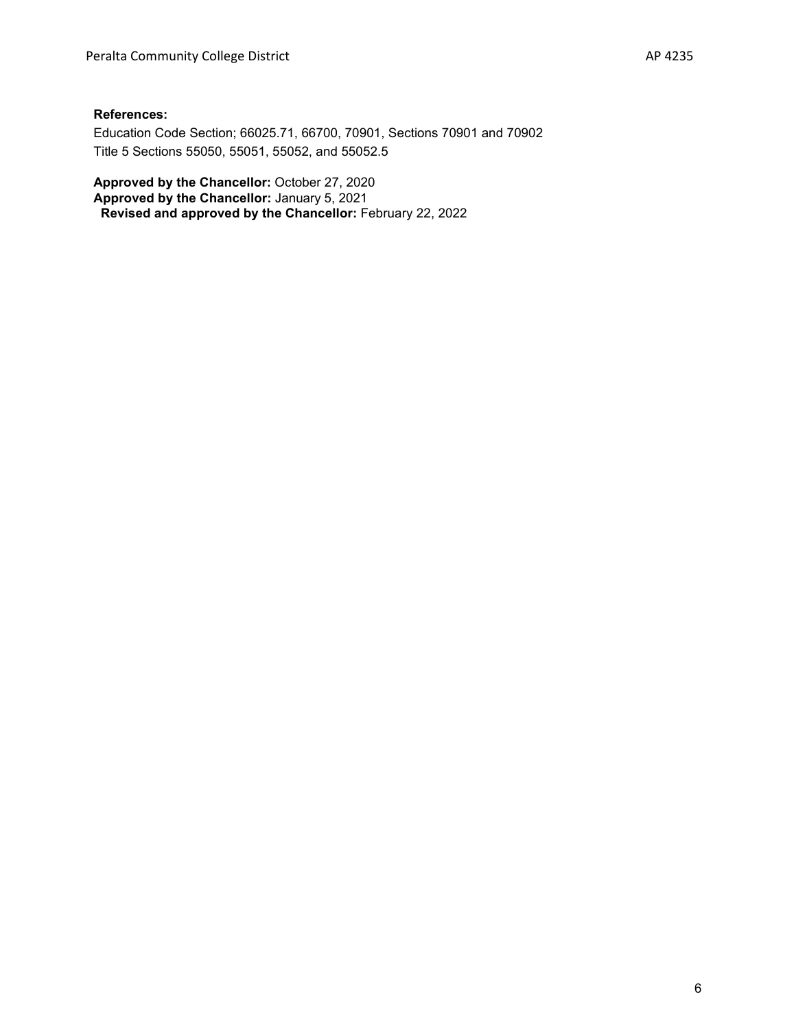**References:**

Education Code Section; 66025.71, 66700, 70901, Sections 70901 and 70902
Title 5 Sections 55050, 55051, 55052, and 55052.5

**Approved by the Chancellor:** October 27, 2020
**Approved by the Chancellor:** January 5, 2021
**Revised and approved by the Chancellor:** February 22, 2022